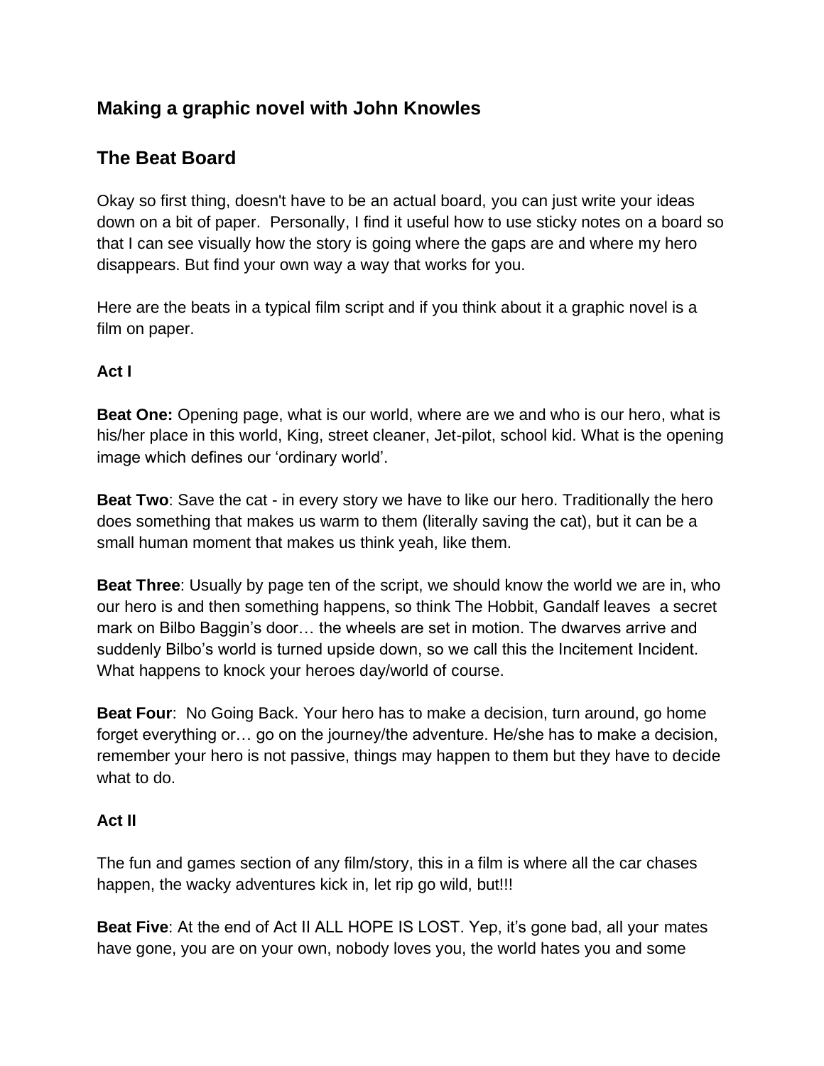## Making a graphic novel with John Knowles

## The Beat Board

Okay so first thing, doesn't have to be an actual board, you can just write your ideas down on a bit of paper. Personally, I find it useful how to use sticky notes on a board so that I can see visually how the story is going where the gaps are and where my hero disappears. But find your own way a way that works for you.

Here are the beats in a typical film script and if you think about it a graphic novel is a film on paper.

**Act I**

**Beat One:** Opening page, what is our world, where are we and who is our hero, what is his/her place in this world, King, street cleaner, Jet-pilot, school kid. What is the opening image which defines our 'ordinary world'.

**Beat Two**: Save the cat - in every story we have to like our hero. Traditionally the hero does something that makes us warm to them (literally saving the cat), but it can be a small human moment that makes us think yeah, like them.

**Beat Three**: Usually by page ten of the script, we should know the world we are in, who our hero is and then something happens, so think The Hobbit, Gandalf leaves a secret mark on Bilbo Baggin's door… the wheels are set in motion. The dwarves arrive and suddenly Bilbo's world is turned upside down, so we call this the Incitement Incident. What happens to knock your heroes day/world of course.

**Beat Four**: No Going Back. Your hero has to make a decision, turn around, go home forget everything or… go on the journey/the adventure. He/she has to make a decision, remember your hero is not passive, things may happen to them but they have to decide what to do.

**Act II**

The fun and games section of any film/story, this in a film is where all the car chases happen, the wacky adventures kick in, let rip go wild, but!!!

**Beat Five**: At the end of Act II ALL HOPE IS LOST. Yep, it's gone bad, all your mates have gone, you are on your own, nobody loves you, the world hates you and some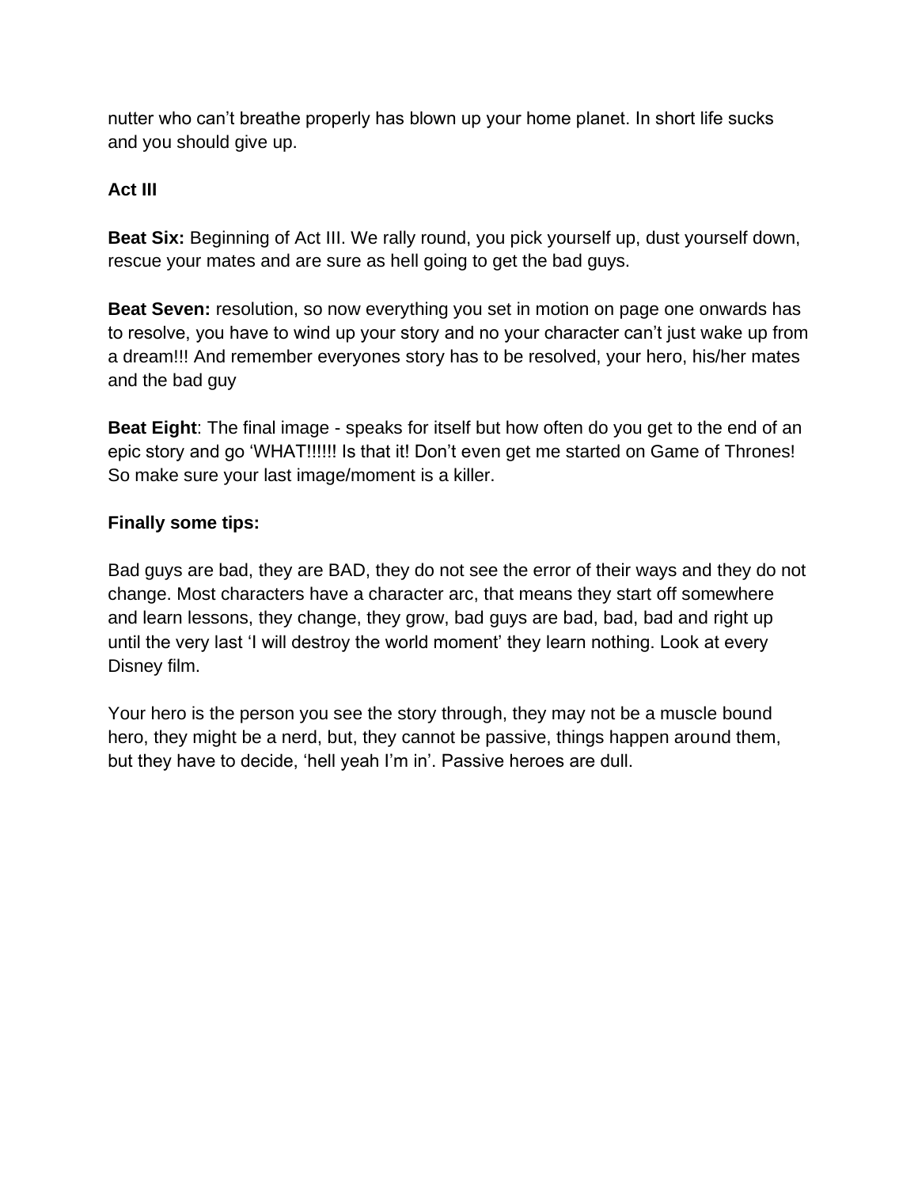nutter who can't breathe properly has blown up your home planet. In short life sucks and you should give up.

**Act III**

**Beat Six:** Beginning of Act III. We rally round, you pick yourself up, dust yourself down, rescue your mates and are sure as hell going to get the bad guys.

**Beat Seven:** resolution, so now everything you set in motion on page one onwards has to resolve, you have to wind up your story and no your character can't just wake up from a dream!!! And remember everyones story has to be resolved, your hero, his/her mates and the bad guy

**Beat Eight**: The final image - speaks for itself but how often do you get to the end of an epic story and go 'WHAT!!!!!! Is that it! Don't even get me started on Game of Thrones! So make sure your last image/moment is a killer.

**Finally some tips:**

Bad guys are bad, they are BAD, they do not see the error of their ways and they do not change. Most characters have a character arc, that means they start off somewhere and learn lessons, they change, they grow, bad guys are bad, bad, bad and right up until the very last 'I will destroy the world moment' they learn nothing. Look at every Disney film.

Your hero is the person you see the story through, they may not be a muscle bound hero, they might be a nerd, but, they cannot be passive, things happen around them, but they have to decide, 'hell yeah I'm in'. Passive heroes are dull.